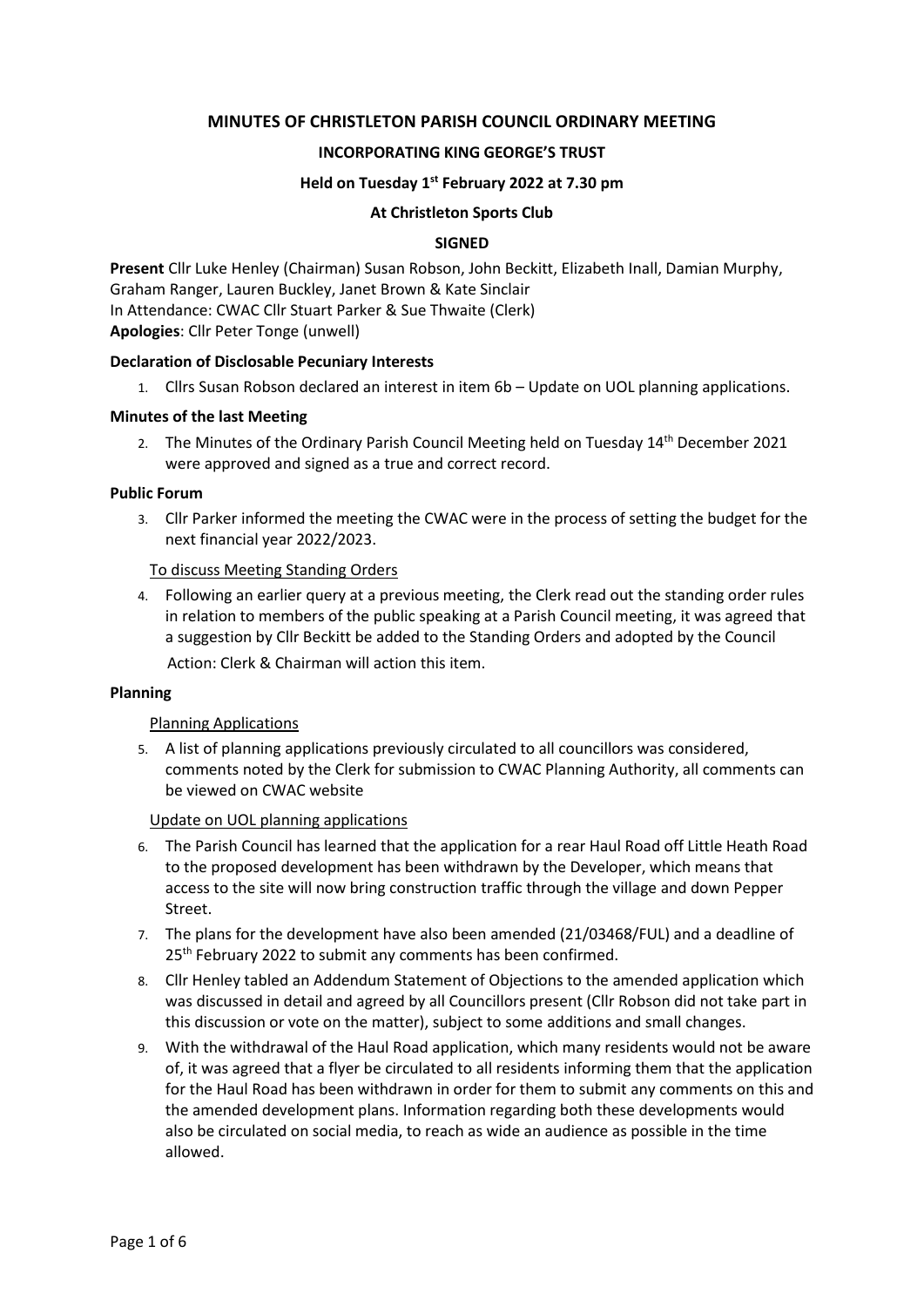# MINUTES OF CHRISTLETON PARISH COUNCIL ORDINARY MEETING

## INCORPORATING KING GEORGE'S TRUST

### Held on Tuesday 1st February 2022 at 7.30 pm

### At Christleton Sports Club

### SIGNED

**Present** Cllr Luke Henley (Chairman) Susan Robson, John Beckitt, Elizabeth Inall, Damian Murphy, Graham Ranger, Lauren Buckley, Janet Brown & Kate Sinclair
In Attendance: CWAC Cllr Stuart Parker & Sue Thwaite (Clerk)
**Apologies**: Cllr Peter Tonge (unwell)

**Declaration of Disclosable Pecuniary Interests**

1. Cllrs Susan Robson declared an interest in item 6b – Update on UOL planning applications.

**Minutes of the last Meeting**

2. The Minutes of the Ordinary Parish Council Meeting held on Tuesday 14th December 2021 were approved and signed as a true and correct record.

**Public Forum**

3. Cllr Parker informed the meeting the CWAC were in the process of setting the budget for the next financial year 2022/2023.

To discuss Meeting Standing Orders

4. Following an earlier query at a previous meeting, the Clerk read out the standing order rules in relation to members of the public speaking at a Parish Council meeting, it was agreed that a suggestion by Cllr Beckitt be added to the Standing Orders and adopted by the Council

   Action: Clerk & Chairman will action this item.

**Planning**

Planning Applications

5. A list of planning applications previously circulated to all councillors was considered, comments noted by the Clerk for submission to CWAC Planning Authority, all comments can be viewed on CWAC website

Update on UOL planning applications

6. The Parish Council has learned that the application for a rear Haul Road off Little Heath Road to the proposed development has been withdrawn by the Developer, which means that access to the site will now bring construction traffic through the village and down Pepper Street.
7. The plans for the development have also been amended (21/03468/FUL) and a deadline of 25th February 2022 to submit any comments has been confirmed.
8. Cllr Henley tabled an Addendum Statement of Objections to the amended application which was discussed in detail and agreed by all Councillors present (Cllr Robson did not take part in this discussion or vote on the matter), subject to some additions and small changes.
9. With the withdrawal of the Haul Road application, which many residents would not be aware of, it was agreed that a flyer be circulated to all residents informing them that the application for the Haul Road has been withdrawn in order for them to submit any comments on this and the amended development plans. Information regarding both these developments would also be circulated on social media, to reach as wide an audience as possible in the time allowed.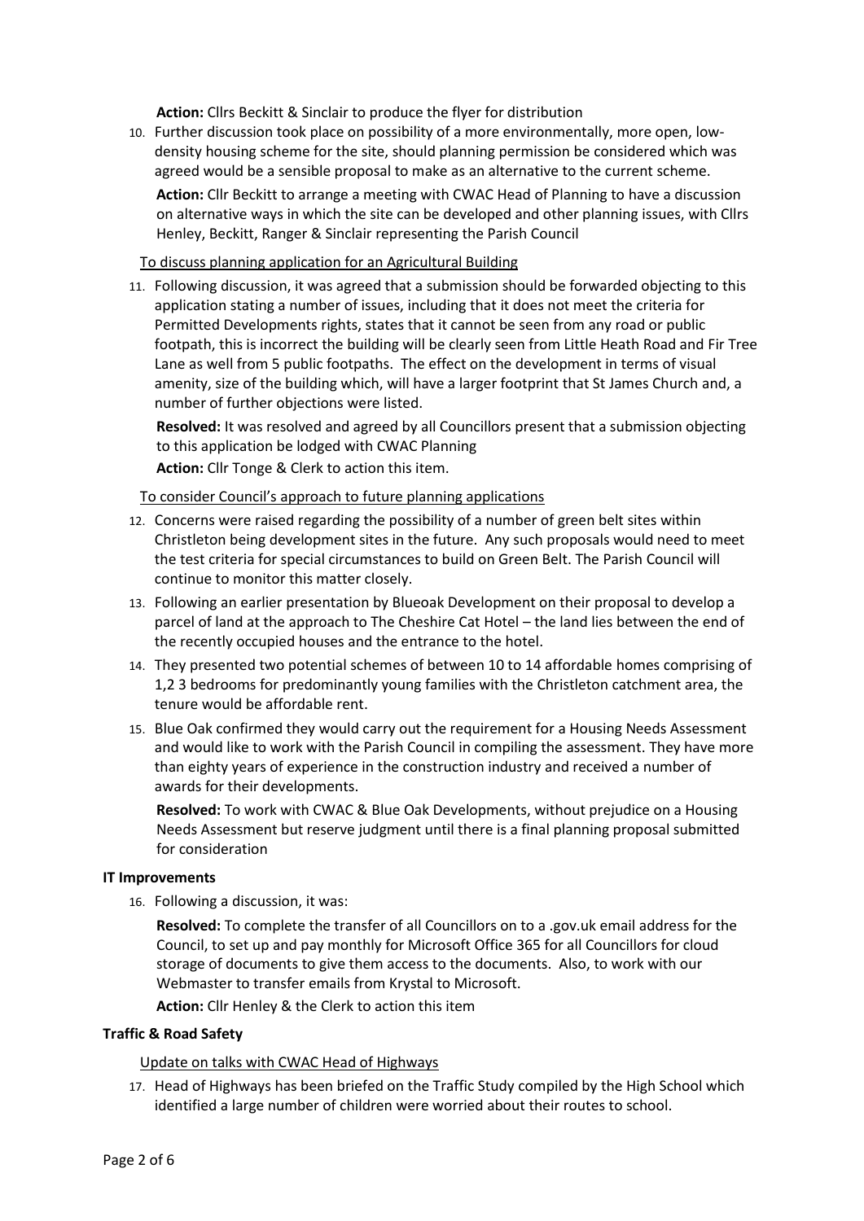**Action:** Cllrs Beckitt & Sinclair to produce the flyer for distribution

10. Further discussion took place on possibility of a more environmentally, more open, low-density housing scheme for the site, should planning permission be considered which was agreed would be a sensible proposal to make as an alternative to the current scheme.

    **Action:** Cllr Beckitt to arrange a meeting with CWAC Head of Planning to have a discussion on alternative ways in which the site can be developed and other planning issues, with Cllrs Henley, Beckitt, Ranger & Sinclair representing the Parish Council

<u>To discuss planning application for an Agricultural Building</u>

11. Following discussion, it was agreed that a submission should be forwarded objecting to this application stating a number of issues, including that it does not meet the criteria for Permitted Developments rights, states that it cannot be seen from any road or public footpath, this is incorrect the building will be clearly seen from Little Heath Road and Fir Tree Lane as well from 5 public footpaths. The effect on the development in terms of visual amenity, size of the building which, will have a larger footprint that St James Church and, a number of further objections were listed.

    **Resolved:** It was resolved and agreed by all Councillors present that a submission objecting to this application be lodged with CWAC Planning

    **Action:** Cllr Tonge & Clerk to action this item.

<u>To consider Council's approach to future planning applications</u>

12. Concerns were raised regarding the possibility of a number of green belt sites within Christleton being development sites in the future. Any such proposals would need to meet the test criteria for special circumstances to build on Green Belt. The Parish Council will continue to monitor this matter closely.
13. Following an earlier presentation by Blueoak Development on their proposal to develop a parcel of land at the approach to The Cheshire Cat Hotel – the land lies between the end of the recently occupied houses and the entrance to the hotel.
14. They presented two potential schemes of between 10 to 14 affordable homes comprising of 1,2 3 bedrooms for predominantly young families with the Christleton catchment area, the tenure would be affordable rent.
15. Blue Oak confirmed they would carry out the requirement for a Housing Needs Assessment and would like to work with the Parish Council in compiling the assessment. They have more than eighty years of experience in the construction industry and received a number of awards for their developments.

    **Resolved:** To work with CWAC & Blue Oak Developments, without prejudice on a Housing Needs Assessment but reserve judgment until there is a final planning proposal submitted for consideration

**IT Improvements**

16. Following a discussion, it was:

    **Resolved:** To complete the transfer of all Councillors on to a .gov.uk email address for the Council, to set up and pay monthly for Microsoft Office 365 for all Councillors for cloud storage of documents to give them access to the documents. Also, to work with our Webmaster to transfer emails from Krystal to Microsoft.

    **Action:** Cllr Henley & the Clerk to action this item

**Traffic & Road Safety**

<u>Update on talks with CWAC Head of Highways</u>

17. Head of Highways has been briefed on the Traffic Study compiled by the High School which identified a large number of children were worried about their routes to school.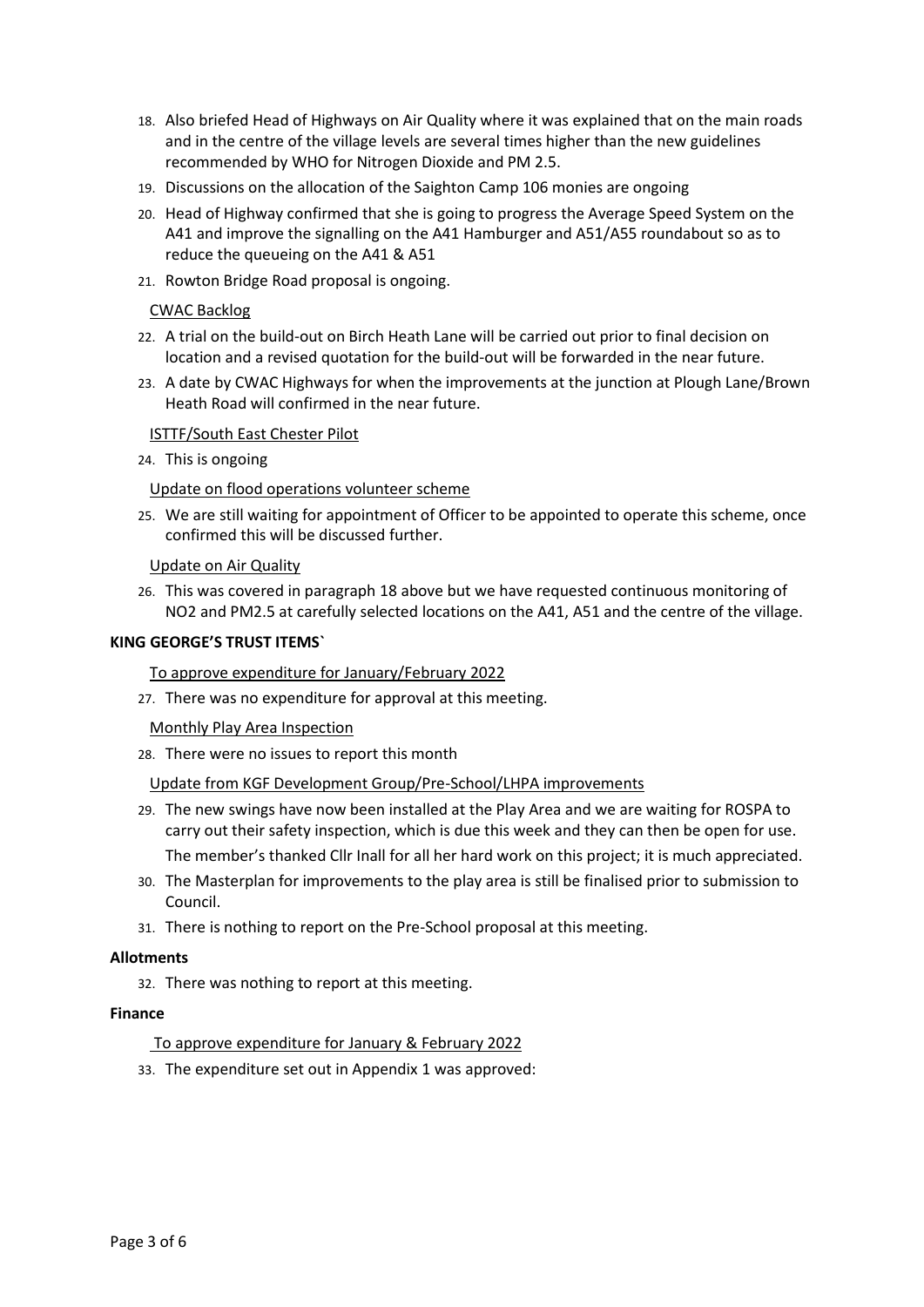18. Also briefed Head of Highways on Air Quality where it was explained that on the main roads and in the centre of the village levels are several times higher than the new guidelines recommended by WHO for Nitrogen Dioxide and PM 2.5.
19. Discussions on the allocation of the Saighton Camp 106 monies are ongoing
20. Head of Highway confirmed that she is going to progress the Average Speed System on the A41 and improve the signalling on the A41 Hamburger and A51/A55 roundabout so as to reduce the queueing on the A41 & A51
21. Rowton Bridge Road proposal is ongoing.

CWAC Backlog

22. A trial on the build-out on Birch Heath Lane will be carried out prior to final decision on location and a revised quotation for the build-out will be forwarded in the near future.
23. A date by CWAC Highways for when the improvements at the junction at Plough Lane/Brown Heath Road will confirmed in the near future.

ISTTF/South East Chester Pilot

24. This is ongoing

Update on flood operations volunteer scheme

25. We are still waiting for appointment of Officer to be appointed to operate this scheme, once confirmed this will be discussed further.

Update on Air Quality

26. This was covered in paragraph 18 above but we have requested continuous monitoring of $NO_2$ and PM2.5 at carefully selected locations on the A41, A51 and the centre of the village.

**KING GEORGE'S TRUST ITEMS`**

To approve expenditure for January/February 2022

27. There was no expenditure for approval at this meeting.

Monthly Play Area Inspection

28. There were no issues to report this month

Update from KGF Development Group/Pre-School/LHPA improvements

29. The new swings have now been installed at the Play Area and we are waiting for ROSPA to carry out their safety inspection, which is due this week and they can then be open for use. The member's thanked Cllr Inall for all her hard work on this project; it is much appreciated.
30. The Masterplan for improvements to the play area is still be finalised prior to submission to Council.
31. There is nothing to report on the Pre-School proposal at this meeting.

**Allotments**

32. There was nothing to report at this meeting.

**Finance**

To approve expenditure for January & February 2022

33. The expenditure set out in Appendix 1 was approved: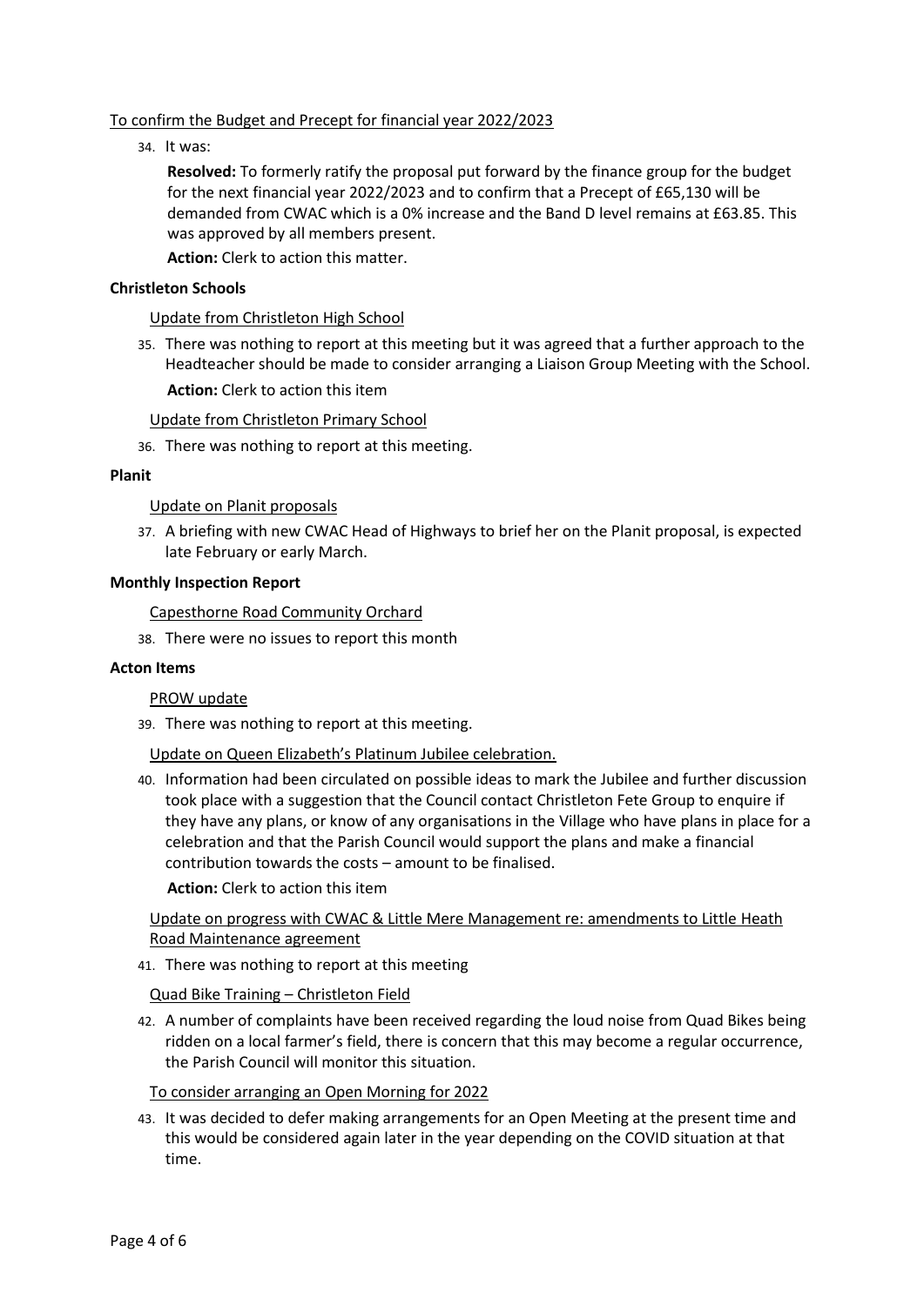To confirm the Budget and Precept for financial year 2022/2023

34. It was:

    **Resolved:** To formerly ratify the proposal put forward by the finance group for the budget for the next financial year 2022/2023 and to confirm that a Precept of £65,130 will be demanded from CWAC which is a 0% increase and the Band D level remains at £63.85. This was approved by all members present.

    **Action:** Clerk to action this matter.

**Christleton Schools**

Update from Christleton High School

35. There was nothing to report at this meeting but it was agreed that a further approach to the Headteacher should be made to consider arranging a Liaison Group Meeting with the School.

    **Action:** Clerk to action this item

Update from Christleton Primary School

36. There was nothing to report at this meeting.

**Planit**

Update on Planit proposals

37. A briefing with new CWAC Head of Highways to brief her on the Planit proposal, is expected late February or early March.

**Monthly Inspection Report**

Capesthorne Road Community Orchard

38. There were no issues to report this month

**Acton Items**

PROW update

39. There was nothing to report at this meeting.

Update on Queen Elizabeth's Platinum Jubilee celebration.

40. Information had been circulated on possible ideas to mark the Jubilee and further discussion took place with a suggestion that the Council contact Christleton Fete Group to enquire if they have any plans, or know of any organisations in the Village who have plans in place for a celebration and that the Parish Council would support the plans and make a financial contribution towards the costs – amount to be finalised.

    **Action:** Clerk to action this item

Update on progress with CWAC & Little Mere Management re: amendments to Little Heath Road Maintenance agreement

41. There was nothing to report at this meeting

Quad Bike Training – Christleton Field

42. A number of complaints have been received regarding the loud noise from Quad Bikes being ridden on a local farmer's field, there is concern that this may become a regular occurrence, the Parish Council will monitor this situation.

To consider arranging an Open Morning for 2022

43. It was decided to defer making arrangements for an Open Meeting at the present time and this would be considered again later in the year depending on the COVID situation at that time.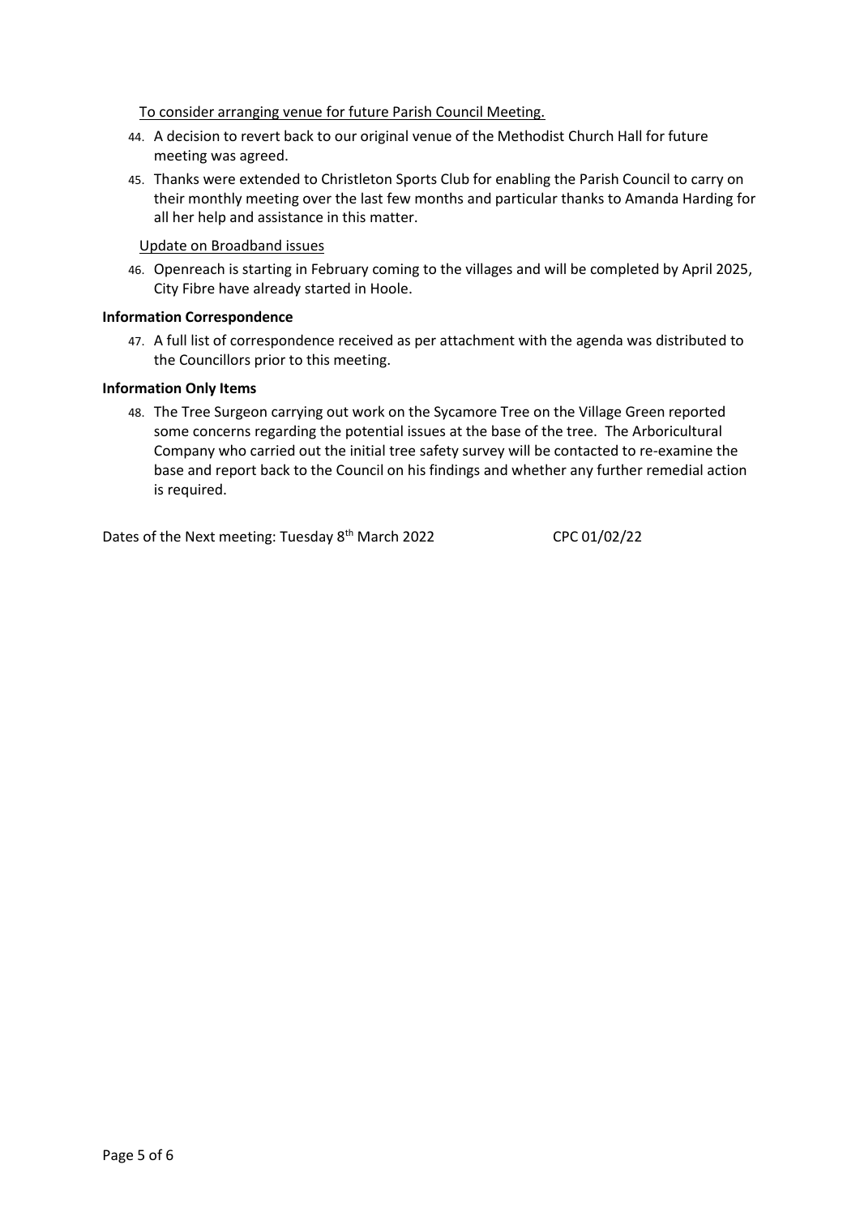To consider arranging venue for future Parish Council Meeting.

44. A decision to revert back to our original venue of the Methodist Church Hall for future meeting was agreed.
45. Thanks were extended to Christleton Sports Club for enabling the Parish Council to carry on their monthly meeting over the last few months and particular thanks to Amanda Harding for all her help and assistance in this matter.

Update on Broadband issues

46. Openreach is starting in February coming to the villages and will be completed by April 2025, City Fibre have already started in Hoole.

**Information Correspondence**

47. A full list of correspondence received as per attachment with the agenda was distributed to the Councillors prior to this meeting.

**Information Only Items**

48. The Tree Surgeon carrying out work on the Sycamore Tree on the Village Green reported some concerns regarding the potential issues at the base of the tree. The Arboricultural Company who carried out the initial tree safety survey will be contacted to re-examine the base and report back to the Council on his findings and whether any further remedial action is required.

Dates of the Next meeting: Tuesday 8th March 2022 CPC 01/02/22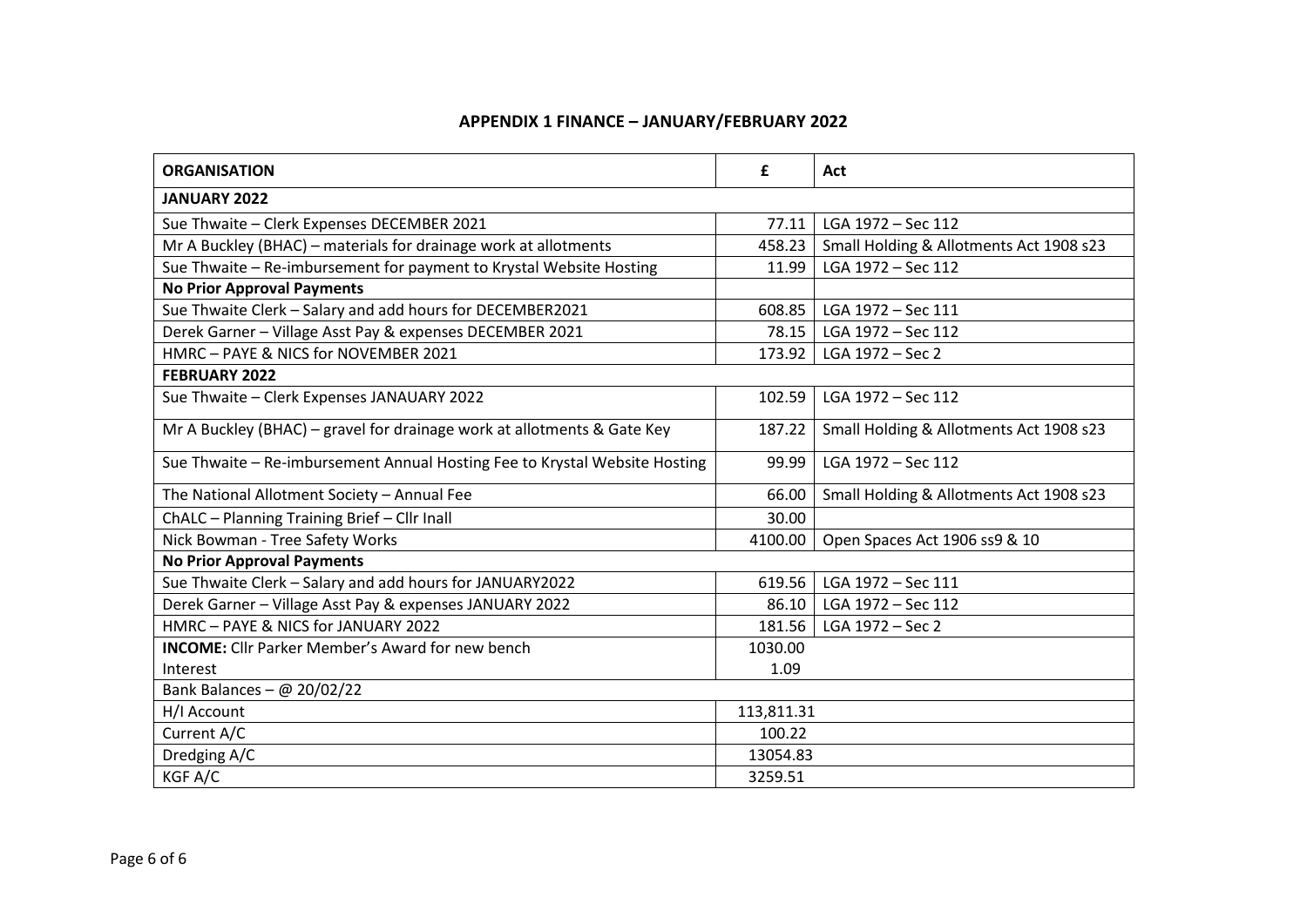## APPENDIX 1 FINANCE – JANUARY/FEBRUARY 2022

| ORGANISATION | £ | Act |
|---|---|---|
| **JANUARY 2022** | | |
| Sue Thwaite – Clerk Expenses DECEMBER 2021 | 77.11 | LGA 1972 – Sec 112 |
| Mr A Buckley (BHAC) – materials for drainage work at allotments | 458.23 | Small Holding & Allotments Act 1908 s23 |
| Sue Thwaite – Re-imbursement for payment to Krystal Website Hosting | 11.99 | LGA 1972 – Sec 112 |
| **No Prior Approval Payments** | | |
| Sue Thwaite Clerk – Salary and add hours for DECEMBER2021 | 608.85 | LGA 1972 – Sec 111 |
| Derek Garner – Village Asst Pay & expenses DECEMBER 2021 | 78.15 | LGA 1972 – Sec 112 |
| HMRC – PAYE & NICS for NOVEMBER 2021 | 173.92 | LGA 1972 – Sec 2 |
| **FEBRUARY 2022** | | |
| Sue Thwaite – Clerk Expenses JANAUARY 2022 | 102.59 | LGA 1972 – Sec 112 |
| Mr A Buckley (BHAC) – gravel for drainage work at allotments & Gate Key | 187.22 | Small Holding & Allotments Act 1908 s23 |
| Sue Thwaite – Re-imbursement Annual Hosting Fee to Krystal Website Hosting | 99.99 | LGA 1972 – Sec 112 |
| The National Allotment Society – Annual Fee | 66.00 | Small Holding & Allotments Act 1908 s23 |
| ChALC – Planning Training Brief – Cllr Inall | 30.00 | |
| Nick Bowman - Tree Safety Works | 4100.00 | Open Spaces Act 1906 ss9 & 10 |
| **No Prior Approval Payments** | | |
| Sue Thwaite Clerk – Salary and add hours for JANUARY2022 | 619.56 | LGA 1972 – Sec 111 |
| Derek Garner – Village Asst Pay & expenses JANUARY 2022 | 86.10 | LGA 1972 – Sec 112 |
| HMRC – PAYE & NICS for JANUARY 2022 | 181.56 | LGA 1972 – Sec 2 |
| **INCOME:** Cllr Parker Member's Award for new bench | 1030.00 | |
| Interest | 1.09 | |
| Bank Balances – @ 20/02/22 | | |
| H/I Account | 113,811.31 | |
| Current A/C | 100.22 | |
| Dredging A/C | 13054.83 | |
| KGF A/C | 3259.51 | |